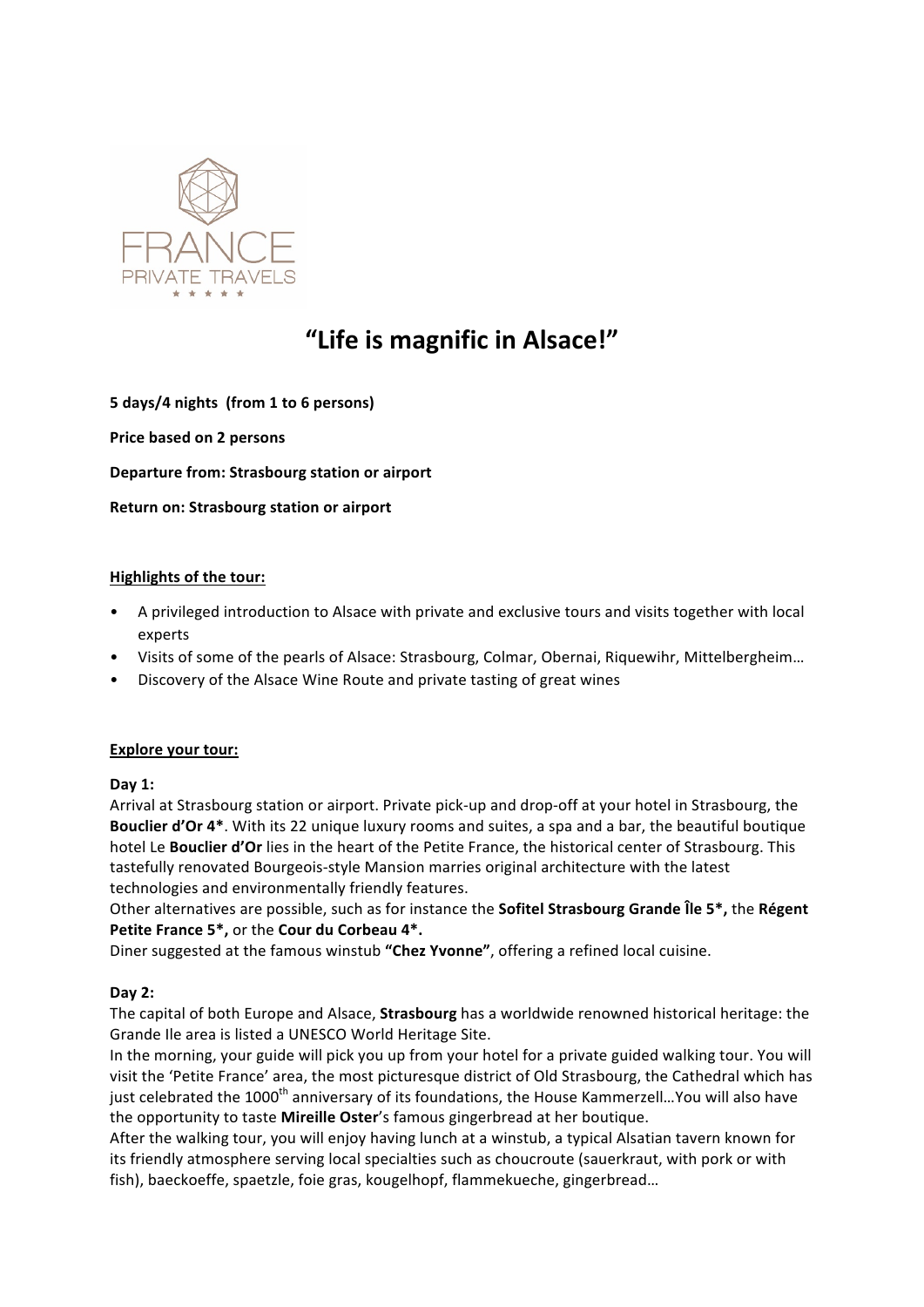FRANCE
PRIVATE TRAVELS

# "Life is magnific in Alsace!"

**5 days/4 nights (from 1 to 6 persons)**

**Price based on 2 persons**

**Departure from: Strasbourg station or airport**

**Return on: Strasbourg station or airport**

## Highlights of the tour:

- A privileged introduction to Alsace with private and exclusive tours and visits together with local experts
- Visits of some of the pearls of Alsace: Strasbourg, Colmar, Obernai, Riquewihr, Mittelbergheim…
- Discovery of the Alsace Wine Route and private tasting of great wines

## Explore your tour:

**Day 1:**

Arrival at Strasbourg station or airport. Private pick-up and drop-off at your hotel in Strasbourg, the **Bouclier d'Or 4***. With its 22 unique luxury rooms and suites, a spa and a bar, the beautiful boutique hotel Le **Bouclier d'Or** lies in the heart of the Petite France, the historical center of Strasbourg. This tastefully renovated Bourgeois-style Mansion marries original architecture with the latest technologies and environmentally friendly features.

Other alternatives are possible, such as for instance the **Sofitel Strasbourg Grande Île 5*,** the **Régent Petite France 5*,** or the **Cour du Corbeau 4*.**

Diner suggested at the famous winstub **"Chez Yvonne"**, offering a refined local cuisine.

**Day 2:**

The capital of both Europe and Alsace, **Strasbourg** has a worldwide renowned historical heritage: the Grande Ile area is listed a UNESCO World Heritage Site.

In the morning, your guide will pick you up from your hotel for a private guided walking tour. You will visit the 'Petite France' area, the most picturesque district of Old Strasbourg, the Cathedral which has just celebrated the 1000th anniversary of its foundations, the House Kammerzell…You will also have the opportunity to taste **Mireille Oster**'s famous gingerbread at her boutique.

After the walking tour, you will enjoy having lunch at a winstub, a typical Alsatian tavern known for its friendly atmosphere serving local specialties such as choucroute (sauerkraut, with pork or with fish), baeckoeffe, spaetzle, foie gras, kougelhopf, flammekueche, gingerbread…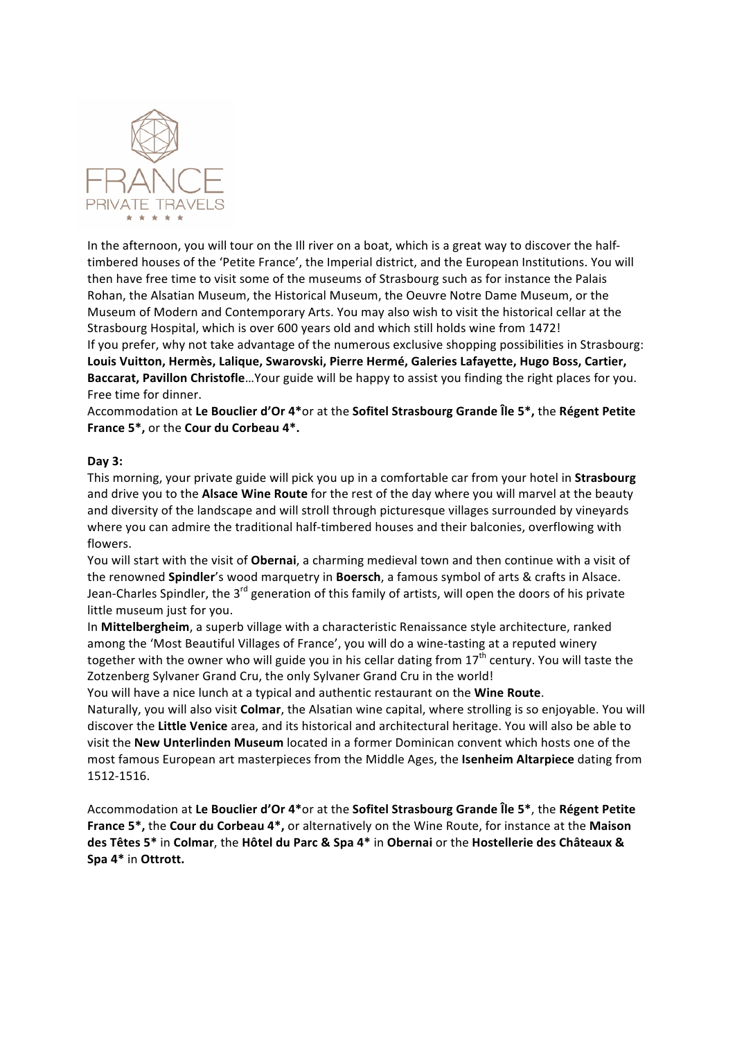In the afternoon, you will tour on the Ill river on a boat, which is a great way to discover the half-timbered houses of the 'Petite France', the Imperial district, and the European Institutions. You will then have free time to visit some of the museums of Strasbourg such as for instance the Palais Rohan, the Alsatian Museum, the Historical Museum, the Oeuvre Notre Dame Museum, or the Museum of Modern and Contemporary Arts. You may also wish to visit the historical cellar at the Strasbourg Hospital, which is over 600 years old and which still holds wine from 1472!

If you prefer, why not take advantage of the numerous exclusive shopping possibilities in Strasbourg: **Louis Vuitton, Hermès, Lalique, Swarovski, Pierre Hermé, Galeries Lafayette, Hugo Boss, Cartier, Baccarat, Pavillon Christofle**…Your guide will be happy to assist you finding the right places for you.

Free time for dinner.

Accommodation at **Le Bouclier d'Or 4***or at the **Sofitel Strasbourg Grande Île 5*,** the **Régent Petite France 5*,** or the **Cour du Corbeau 4*.**

**Day 3:**

This morning, your private guide will pick you up in a comfortable car from your hotel in **Strasbourg** and drive you to the **Alsace Wine Route** for the rest of the day where you will marvel at the beauty and diversity of the landscape and will stroll through picturesque villages surrounded by vineyards where you can admire the traditional half-timbered houses and their balconies, overflowing with flowers.

You will start with the visit of **Obernai**, a charming medieval town and then continue with a visit of the renowned **Spindler**'s wood marquetry in **Boersch**, a famous symbol of arts & crafts in Alsace. Jean-Charles Spindler, the 3rd generation of this family of artists, will open the doors of his private little museum just for you.

In **Mittelbergheim**, a superb village with a characteristic Renaissance style architecture, ranked among the 'Most Beautiful Villages of France', you will do a wine-tasting at a reputed winery together with the owner who will guide you in his cellar dating from 17th century. You will taste the Zotzenberg Sylvaner Grand Cru, the only Sylvaner Grand Cru in the world!

You will have a nice lunch at a typical and authentic restaurant on the **Wine Route**.

Naturally, you will also visit **Colmar**, the Alsatian wine capital, where strolling is so enjoyable. You will discover the **Little Venice** area, and its historical and architectural heritage. You will also be able to visit the **New Unterlinden Museum** located in a former Dominican convent which hosts one of the most famous European art masterpieces from the Middle Ages, the **Isenheim Altarpiece** dating from 1512-1516.

Accommodation at **Le Bouclier d'Or 4***or at the **Sofitel Strasbourg Grande Île 5***, the **Régent Petite France 5*,** the **Cour du Corbeau 4*,** or alternatively on the Wine Route, for instance at the **Maison des Têtes 5*** in **Colmar**, the **Hôtel du Parc & Spa 4*** in **Obernai** or the **Hostellerie des Châteaux & Spa 4*** in **Ottrott.**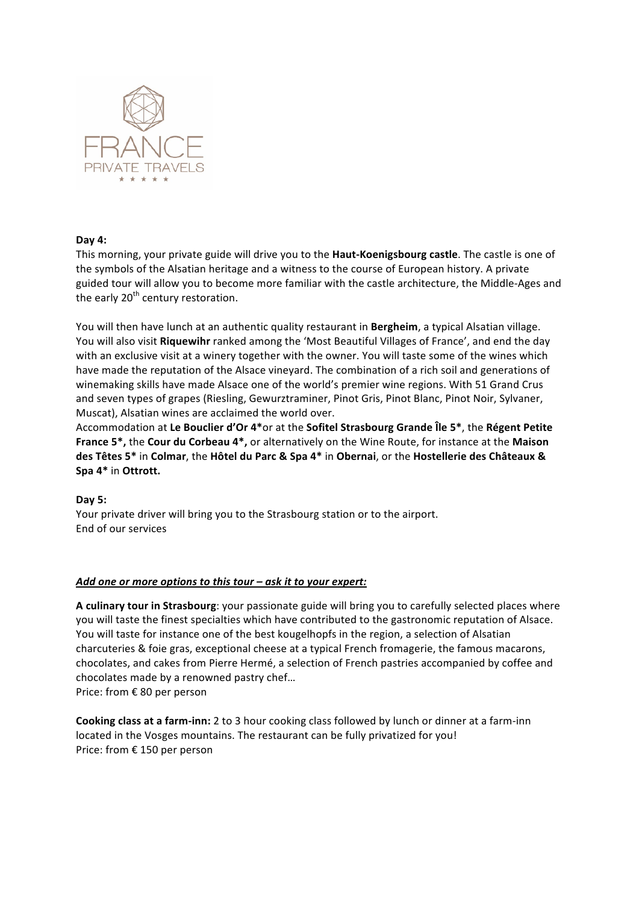**Day 4:**
This morning, your private guide will drive you to the **Haut-Koenigsbourg castle**. The castle is one of the symbols of the Alsatian heritage and a witness to the course of European history. A private guided tour will allow you to become more familiar with the castle architecture, the Middle-Ages and the early 20th century restoration.

You will then have lunch at an authentic quality restaurant in **Bergheim**, a typical Alsatian village. You will also visit **Riquewihr** ranked among the 'Most Beautiful Villages of France', and end the day with an exclusive visit at a winery together with the owner. You will taste some of the wines which have made the reputation of the Alsace vineyard. The combination of a rich soil and generations of winemaking skills have made Alsace one of the world's premier wine regions. With 51 Grand Crus and seven types of grapes (Riesling, Gewurztraminer, Pinot Gris, Pinot Blanc, Pinot Noir, Sylvaner, Muscat), Alsatian wines are acclaimed the world over.
Accommodation at **Le Bouclier d'Or 4***or at the **Sofitel Strasbourg Grande Île 5***, the **Régent Petite France 5*,** the **Cour du Corbeau 4*,** or alternatively on the Wine Route, for instance at the **Maison des Têtes 5*** in **Colmar**, the **Hôtel du Parc & Spa 4*** in **Obernai**, or the **Hostellerie des Châteaux & Spa 4*** in **Ottrott.**

**Day 5:**
Your private driver will bring you to the Strasbourg station or to the airport.
End of our services

***Add one or more options to this tour – ask it to your expert:***

**A culinary tour in Strasbourg**: your passionate guide will bring you to carefully selected places where you will taste the finest specialties which have contributed to the gastronomic reputation of Alsace. You will taste for instance one of the best kougelhopfs in the region, a selection of Alsatian charcuteries & foie gras, exceptional cheese at a typical French fromagerie, the famous macarons, chocolates, and cakes from Pierre Hermé, a selection of French pastries accompanied by coffee and chocolates made by a renowned pastry chef…
Price: from € 80 per person

**Cooking class at a farm-inn:** 2 to 3 hour cooking class followed by lunch or dinner at a farm-inn located in the Vosges mountains. The restaurant can be fully privatized for you!
Price: from € 150 per person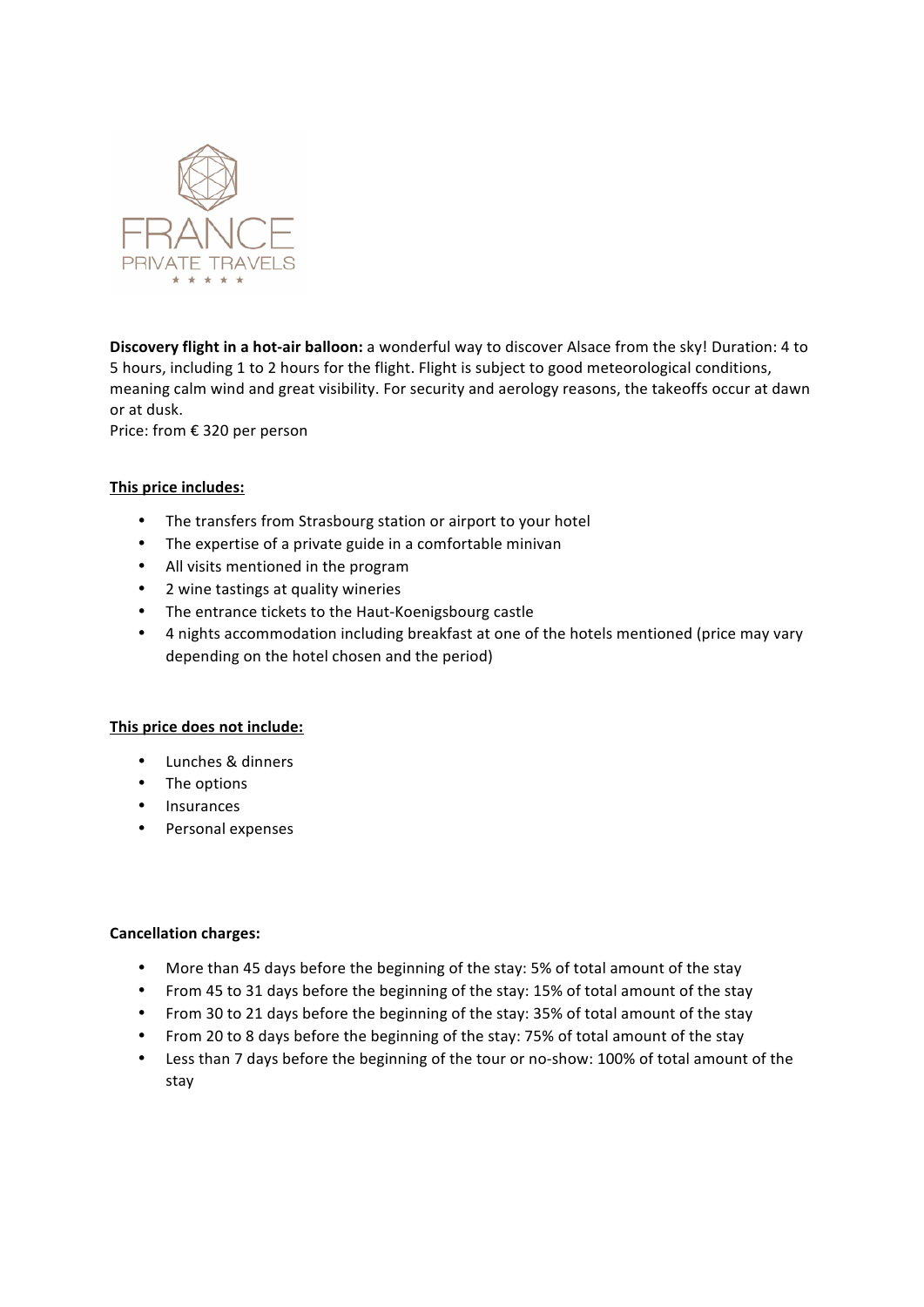FRANCE
PRIVATE TRAVELS
★ ★ ★ ★ ★

**Discovery flight in a hot-air balloon:** a wonderful way to discover Alsace from the sky! Duration: 4 to 5 hours, including 1 to 2 hours for the flight. Flight is subject to good meteorological conditions, meaning calm wind and great visibility. For security and aerology reasons, the takeoffs occur at dawn or at dusk.
Price: from € 320 per person

**<u>This price includes:</u>**

- The transfers from Strasbourg station or airport to your hotel
- The expertise of a private guide in a comfortable minivan
- All visits mentioned in the program
- 2 wine tastings at quality wineries
- The entrance tickets to the Haut-Koenigsbourg castle
- 4 nights accommodation including breakfast at one of the hotels mentioned (price may vary depending on the hotel chosen and the period)

**<u>This price does not include:</u>**

- Lunches & dinners
- The options
- Insurances
- Personal expenses

**Cancellation charges:**

- More than 45 days before the beginning of the stay: 5% of total amount of the stay
- From 45 to 31 days before the beginning of the stay: 15% of total amount of the stay
- From 30 to 21 days before the beginning of the stay: 35% of total amount of the stay
- From 20 to 8 days before the beginning of the stay: 75% of total amount of the stay
- Less than 7 days before the beginning of the tour or no-show: 100% of total amount of the stay